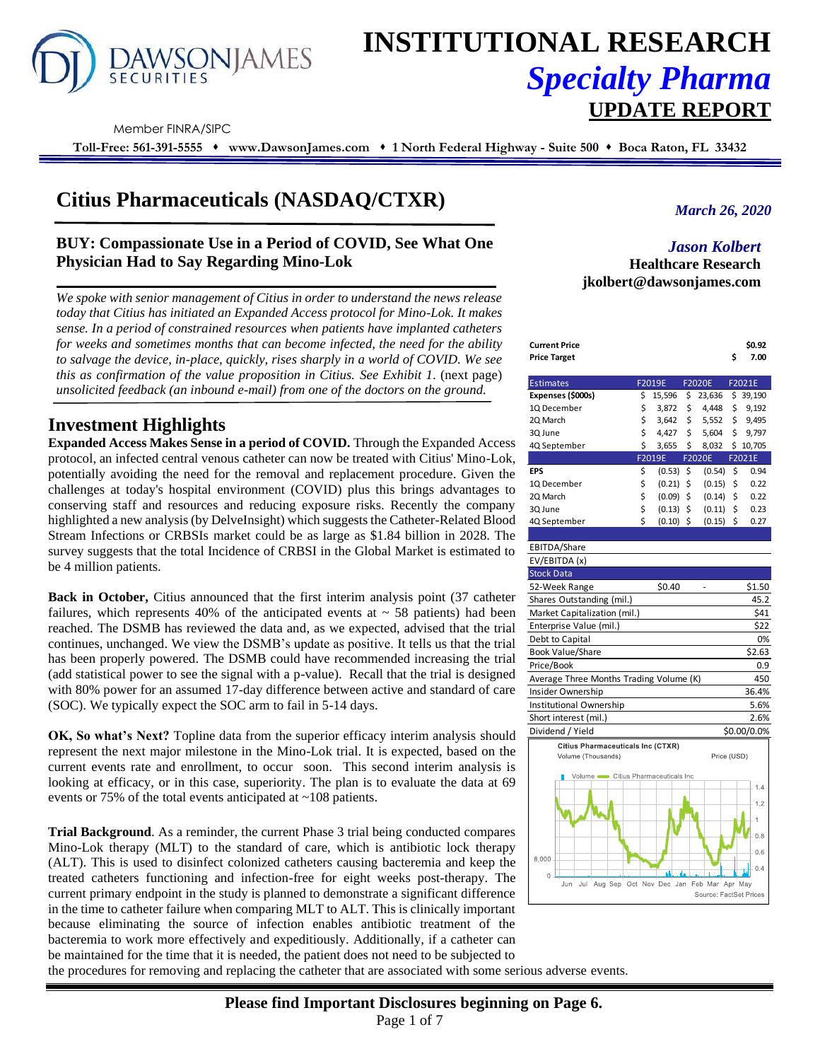# INSTITUTIONAL RESEARCH
## *Specialty Pharma*
## UPDATE REPORT

Member FINRA/SIPC

**Toll-Free: 561-391-5555 ♦ www.DawsonJames.com ♦ 1 North Federal Highway - Suite 500 ♦ Boca Raton, FL 33432**

# Citius Pharmaceuticals (NASDAQ/CTXR)

*March 26, 2020*

## BUY: Compassionate Use in a Period of COVID, See What One Physician Had to Say Regarding Mino-Lok

*Jason Kolbert*
**Healthcare Research**
**jkolbert@dawsonjames.com**

*We spoke with senior management of Citius in order to understand the news release today that Citius has initiated an Expanded Access protocol for Mino-Lok. It makes sense. In a period of constrained resources when patients have implanted catheters for weeks and sometimes months that can become infected, the need for the ability to salvage the device, in-place, quickly, rises sharply in a world of COVID. We see this as confirmation of the value proposition in Citius. See Exhibit 1. (next page) unsolicited feedback (an inbound e-mail) from one of the doctors on the ground.*

| | |
|---|---|
| **Current Price** | **$0.92** |
| **Price Target** | **$ 7.00** |

| Estimates | F2019E | F2020E | F2021E |
|---|---|---|---|
| **Expenses ($000s)** | $ 15,596 | $ 23,636 | $ 39,190 |
| 1Q December | $ 3,872 | $ 4,448 | $ 9,192 |
| 2Q March | $ 3,642 | $ 5,552 | $ 9,495 |
| 3Q June | $ 4,427 | $ 5,604 | $ 9,797 |
| 4Q September | $ 3,655 | $ 8,032 | $ 10,705 |
| | **F2019E** | **F2020E** | **F2021E** |
| **EPS** | $ (0.53) | $ (0.54) | $ 0.94 |
| 1Q December | $ (0.21) | $ (0.15) | $ 0.22 |
| 2Q March | $ (0.09) | $ (0.14) | $ 0.22 |
| 3Q June | $ (0.13) | $ (0.11) | $ 0.23 |
| 4Q September | $ (0.10) | $ (0.15) | $ 0.27 |
| EBITDA/Share | | | |
| EV/EBITDA (x) | | | |

| Stock Data | |
|---|---|
| 52-Week Range | $0.40 - $1.50 |
| Shares Outstanding (mil.) | 45.2 |
| Market Capitalization (mil.) | $41 |
| Enterprise Value (mil.) | $22 |
| Debt to Capital | 0% |
| Book Value/Share | $2.63 |
| Price/Book | 0.9 |
| Average Three Months Trading Volume (K) | 450 |
| Insider Ownership | 36.4% |
| Institutional Ownership | 5.6% |
| Short interest (mil.) | 2.6% |
| Dividend / Yield | $0.00/0.0% |

Citius Pharmaceuticals Inc (CTXR)
Volume (Thousands) — Price (USD)
Source: FactSet Prices

## Investment Highlights

**Expanded Access Makes Sense in a period of COVID.** Through the Expanded Access protocol, an infected central venous catheter can now be treated with Citius' Mino-Lok, potentially avoiding the need for the removal and replacement procedure. Given the challenges at today's hospital environment (COVID) plus this brings advantages to conserving staff and resources and reducing exposure risks. Recently the company highlighted a new analysis (by DelveInsight) which suggests the Catheter-Related Blood Stream Infections or CRBSIs market could be as large as $1.84 billion in 2028. The survey suggests that the total Incidence of CRBSI in the Global Market is estimated to be 4 million patients.

**Back in October,** Citius announced that the first interim analysis point (37 catheter failures, which represents 40% of the anticipated events at ~ 58 patients) had been reached. The DSMB has reviewed the data and, as we expected, advised that the trial continues, unchanged. We view the DSMB's update as positive. It tells us that the trial has been properly powered. The DSMB could have recommended increasing the trial (add statistical power to see the signal with a p-value). Recall that the trial is designed with 80% power for an assumed 17-day difference between active and standard of care (SOC). We typically expect the SOC arm to fail in 5-14 days.

**OK, So what's Next?** Topline data from the superior efficacy interim analysis should represent the next major milestone in the Mino-Lok trial. It is expected, based on the current events rate and enrollment, to occur soon. This second interim analysis is looking at efficacy, or in this case, superiority. The plan is to evaluate the data at 69 events or 75% of the total events anticipated at ~108 patients.

**Trial Background**. As a reminder, the current Phase 3 trial being conducted compares Mino-Lok therapy (MLT) to the standard of care, which is antibiotic lock therapy (ALT). This is used to disinfect colonized catheters causing bacteremia and keep the treated catheters functioning and infection-free for eight weeks post-therapy. The current primary endpoint in the study is planned to demonstrate a significant difference in the time to catheter failure when comparing MLT to ALT. This is clinically important because eliminating the source of infection enables antibiotic treatment of the bacteremia to work more effectively and expeditiously. Additionally, if a catheter can be maintained for the time that it is needed, the patient does not need to be subjected to the procedures for removing and replacing the catheter that are associated with some serious adverse events.

**Please find Important Disclosures beginning on Page 6.**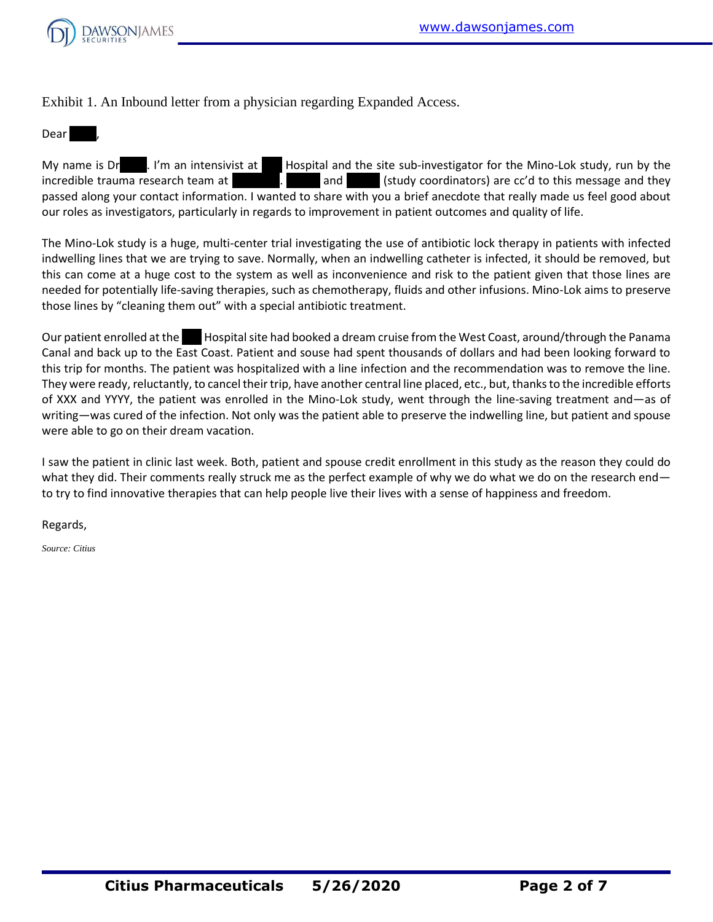Exhibit 1. An Inbound letter from a physician regarding Expanded Access.

Dear ,

My name is Dr . I'm an intensivist at Hospital and the site sub-investigator for the Mino-Lok study, run by the incredible trauma research team at . and (study coordinators) are cc'd to this message and they passed along your contact information. I wanted to share with you a brief anecdote that really made us feel good about our roles as investigators, particularly in regards to improvement in patient outcomes and quality of life.

The Mino-Lok study is a huge, multi-center trial investigating the use of antibiotic lock therapy in patients with infected indwelling lines that we are trying to save. Normally, when an indwelling catheter is infected, it should be removed, but this can come at a huge cost to the system as well as inconvenience and risk to the patient given that those lines are needed for potentially life-saving therapies, such as chemotherapy, fluids and other infusions. Mino-Lok aims to preserve those lines by "cleaning them out" with a special antibiotic treatment.

Our patient enrolled at the Hospital site had booked a dream cruise from the West Coast, around/through the Panama Canal and back up to the East Coast. Patient and souse had spent thousands of dollars and had been looking forward to this trip for months. The patient was hospitalized with a line infection and the recommendation was to remove the line. They were ready, reluctantly, to cancel their trip, have another central line placed, etc., but, thanks to the incredible efforts of XXX and YYYY, the patient was enrolled in the Mino-Lok study, went through the line-saving treatment and—as of writing—was cured of the infection. Not only was the patient able to preserve the indwelling line, but patient and spouse were able to go on their dream vacation.

I saw the patient in clinic last week. Both, patient and spouse credit enrollment in this study as the reason they could do what they did. Their comments really struck me as the perfect example of why we do what we do on the research end—to try to find innovative therapies that can help people live their lives with a sense of happiness and freedom.

Regards,

*Source: Citius*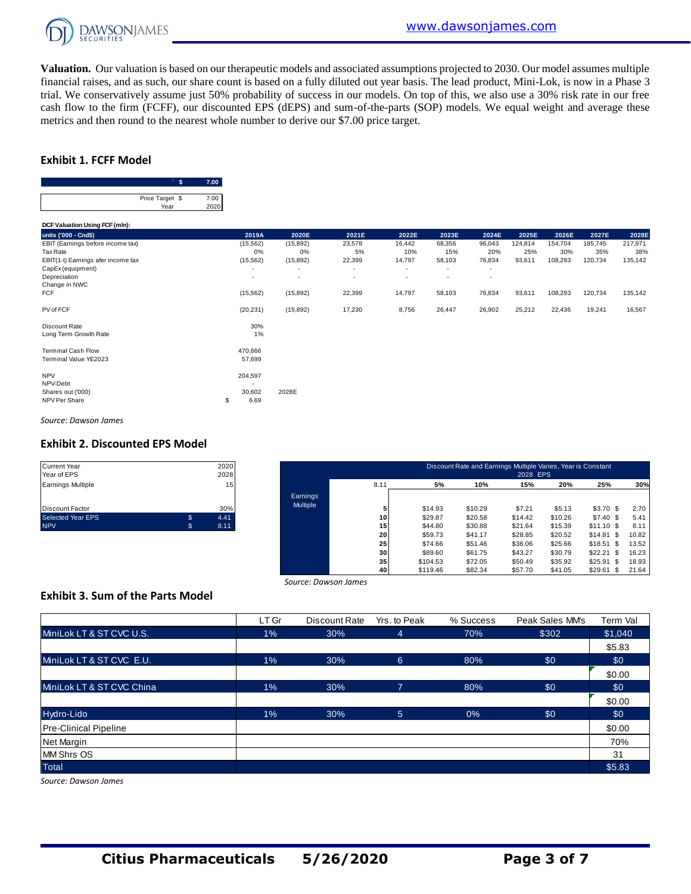**Valuation.** Our valuation is based on our therapeutic models and associated assumptions projected to 2030. Our model assumes multiple financial raises, and as such, our share count is based on a fully diluted out year basis. The lead product, Mini-Lok, is now in a Phase 3 trial. We conservatively assume just 50% probability of success in our models. On top of this, we also use a 30% risk rate in our free cash flow to the firm (FCFF), our discounted EPS (dEPS) and sum-of-the-parts (SOP) models. We equal weight and average these metrics and then round to the nearest whole number to derive our $7.00 price target.

## Exhibit 1. FCFF Model

| ` $ | 7.00 |
|---|---|
| Price Target $ | 7.00 |
| Year | 2020 |

**DCF Valuation Using FCF (mln):**

| units ('000 - Cnd$) | 2019A | 2020E | 2021E | 2022E | 2023E | 2024E | 2025E | 2026E | 2027E | 2028E |
|---|---|---|---|---|---|---|---|---|---|---|
| EBIT (Earnings before income tax) | (15,562) | (15,892) | 23,578 | 16,442 | 68,356 | 96,043 | 124,814 | 154,704 | 185,745 | 217,971 |
| Tax Rate | 0% | 0% | 5% | 10% | 15% | 20% | 25% | 30% | 35% | 38% |
| EBIT(1-t) Earnings afer income tax | (15,562) | (15,892) | 22,399 | 14,797 | 58,103 | 76,834 | 93,611 | 108,293 | 120,734 | 135,142 |
| CapEx (equipment) | - | - | - | - | - | - | | | | |
| Depreciation | - | - | - | - | - | - | | | | |
| Change in NWC | | | | | | | | | | |
| FCF | (15,562) | (15,892) | 22,399 | 14,797 | 58,103 | 76,834 | 93,611 | 108,293 | 120,734 | 135,142 |
| | | | | | | | | | | |
| PV of FCF | (20,231) | (15,892) | 17,230 | 8,756 | 26,447 | 26,902 | 25,212 | 22,436 | 19,241 | 16,567 |
| | | | | | | | | | | |
| Discount Rate | 30% | | | | | | | | | |
| Long Term Growth Rate | 1% | | | | | | | | | |
| | | | | | | | | | | |
| Terminal Cash Flow | 470,666 | | | | | | | | | |
| Terminal Value YE2023 | 57,699 | | | | | | | | | |
| | | | | | | | | | | |
| NPV | 204,597 | | | | | | | | | |
| NPV-Debt | - | | | | | | | | | |
| Shares out ('000) | 30,602 | 2028E | | | | | | | | |
| NPV Per Share | $ 6.69 | | | | | | | | | |

*Source: Dawson James*

## Exhibit 2. Discounted EPS Model

| | |
|---|---|
| Current Year | 2020 |
| Year of EPS | 2028 |
| Earnings Multiple | 15 |
| | |
| Discount Factor | 30% |
| Selected Year EPS | $ 4.41 |
| NPV | $ 8.11 |

| | Discount Rate and Earnings Multiple Varies, Year is Constant (2028 EPS) | | | | | | |
|---|---|---|---|---|---|---|---|
| | 8.11 | 5% | 10% | 15% | 20% | 25% | 30% |
| Earnings Multiple | 5 | $14.93 | $10.29 | $7.21 | $5.13 | $3.70 | $ 2.70 |
| | 10 | $29.87 | $20.58 | $14.42 | $10.26 | $7.40 | $ 5.41 |
| | 15 | $44.80 | $30.88 | $21.64 | $15.39 | $11.10 | $ 8.11 |
| | 20 | $59.73 | $41.17 | $28.85 | $20.52 | $14.81 | $ 10.82 |
| | 25 | $74.66 | $51.46 | $36.06 | $25.66 | $18.51 | $ 13.52 |
| | 30 | $89.60 | $61.75 | $43.27 | $30.79 | $22.21 | $ 16.23 |
| | 35 | $104.53 | $72.05 | $50.49 | $35.92 | $25.91 | $ 18.93 |
| | 40 | $119.46 | $82.34 | $57.70 | $41.05 | $29.61 | $ 21.64 |

*Source: Dawson James*

## Exhibit 3. Sum of the Parts Model

| | LT Gr | Discount Rate | Yrs. to Peak | % Success | Peak Sales MM's | Term Val |
|---|---|---|---|---|---|---|
| MiniLok LT & ST CVC U.S. | 1% | 30% | 4 | 70% | $302 | $1,040 |
| | | | | | | $5.83 |
| MiniLok LT & ST CVC E.U. | 1% | 30% | 6 | 80% | $0 | $0 |
| | | | | | | $0.00 |
| MiniLok LT & ST CVC China | 1% | 30% | 7 | 80% | $0 | $0 |
| | | | | | | $0.00 |
| Hydro-Lido | 1% | 30% | 5 | 0% | $0 | $0 |
| Pre-Clinical Pipeline | | | | | | $0.00 |
| Net Margin | | | | | | 70% |
| MM Shrs OS | | | | | | 31 |
| Total | | | | | | $5.83 |

*Source: Dawson James*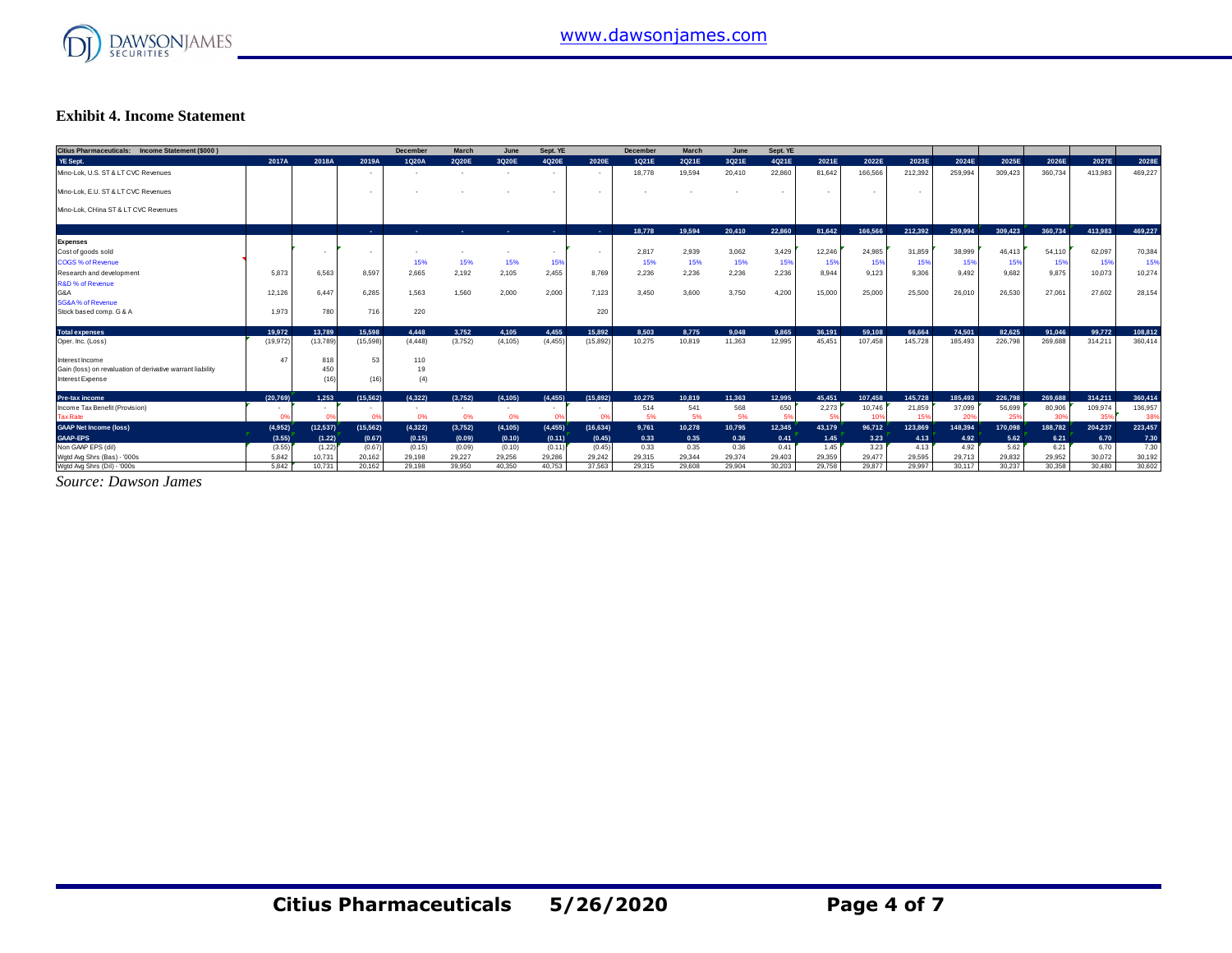## Exhibit 4. Income Statement

| Citius Pharmaceuticals: Income Statement ($000) | | | | December | March | June | Sept. YE | | December | March | June | Sept. YE | | | | | | | | |
|---|---|---|---|---|---|---|---|---|---|---|---|---|---|---|---|---|---|---|---|---|
| YE Sept. | 2017A | 2018A | 2019A | 1Q20A | 2Q20E | 3Q20E | 4Q20E | 2020E | 1Q21E | 2Q21E | 3Q21E | 4Q21E | 2021E | 2022E | 2023E | 2024E | 2025E | 2026E | 2027E | 2028E |
| Mino-Lok, U.S. ST & LT CVC Revenues | | | - | - | - | - | - | - | 18,778 | 19,594 | 20,410 | 22,860 | 81,642 | 166,566 | 212,392 | 259,994 | 309,423 | 360,734 | 413,983 | 469,227 |
| Mino-Lok, E.U. ST & LT CVC Revenues | | | - | - | - | - | - | - | - | - | - | - | - | - | - | | | | | |
| Mino-Lok, CHina ST & LT CVC Revenues | | | | | | | | | | | | | | | | | | | | |
| | | | - | - | - | - | - | - | 18,778 | 19,594 | 20,410 | 22,860 | 81,642 | 166,566 | 212,392 | 259,994 | 309,423 | 360,734 | 413,983 | 469,227 |
| **Expenses** | | | | | | | | | | | | | | | | | | | | |
| Cost of goods sold | | - | - | - | - | - | - | - | 2,817 | 2,939 | 3,062 | 3,429 | 12,246 | 24,985 | 31,859 | 38,999 | 46,413 | 54,110 | 62,097 | 70,384 |
| COGS % of Revenue | | | | 15% | 15% | 15% | 15% | | 15% | 15% | 15% | 15% | 15% | 15% | 15% | 15% | 15% | 15% | 15% | 15% |
| Research and development | 5,873 | 6,563 | 8,597 | 2,665 | 2,192 | 2,105 | 2,455 | 8,769 | 2,236 | 2,236 | 2,236 | 2,236 | 8,944 | 9,123 | 9,306 | 9,492 | 9,682 | 9,875 | 10,073 | 10,274 |
| R&D % of Revenue | | | | | | | | | | | | | | | | | | | | |
| G&A | 12,126 | 6,447 | 6,285 | 1,563 | 1,560 | 2,000 | 2,000 | 7,123 | 3,450 | 3,600 | 3,750 | 4,200 | 15,000 | 25,000 | 25,500 | 26,010 | 26,530 | 27,061 | 27,602 | 28,154 |
| SG&A % of Revenue | | | | | | | | | | | | | | | | | | | | |
| Stock based comp. G & A | 1,973 | 780 | 716 | 220 | | | | 220 | | | | | | | | | | | | |
| **Total expenses** | 19,972 | 13,789 | 15,598 | 4,448 | 3,752 | 4,105 | 4,455 | 15,892 | 8,503 | 8,775 | 9,048 | 9,865 | 36,191 | 59,108 | 66,664 | 74,501 | 82,625 | 91,046 | 99,772 | 108,812 |
| Oper. Inc. (Loss) | (19,972) | (13,789) | (15,598) | (4,448) | (3,752) | (4,105) | (4,455) | (15,892) | 10,275 | 10,819 | 11,363 | 12,995 | 45,451 | 107,458 | 145,728 | 185,493 | 226,798 | 269,688 | 314,211 | 360,414 |
| Interest Income | 47 | 818 | 53 | 110 | | | | | | | | | | | | | | | | |
| Gain (loss) on revaluation of derivative warrant liability | | 450 | | 19 | | | | | | | | | | | | | | | | |
| Interest Expense | | (16) | (16) | (4) | | | | | | | | | | | | | | | | |
| **Pre-tax income** | (20,769) | 1,253 | (15,562) | (4,322) | (3,752) | (4,105) | (4,455) | (15,892) | 10,275 | 10,819 | 11,363 | 12,995 | 45,451 | 107,458 | 145,728 | 185,493 | 226,798 | 269,688 | 314,211 | 360,414 |
| Income Tax Benefit (Provision) | - | - | - | - | - | - | - | - | 514 | 541 | 568 | 650 | 2,273 | 10,746 | 21,859 | 37,099 | 56,699 | 80,906 | 109,974 | 136,957 |
| Tax Rate | 0% | 0% | 0% | 0% | 0% | 0% | 0% | 0% | 5% | 5% | 5% | 5% | 5% | 10% | 15% | 20% | 25% | 30% | 35% | 38% |
| **GAAP Net Income (loss)** | (4,952) | (12,537) | (15,562) | (4,322) | (3,752) | (4,105) | (4,455) | (16,634) | 9,761 | 10,278 | 10,795 | 12,345 | 43,179 | 96,712 | 123,869 | 148,394 | 170,098 | 188,782 | 204,237 | 223,457 |
| **GAAP-EPS** | (3.55) | (1.22) | (0.67) | (0.15) | (0.09) | (0.10) | (0.11) | (0.45) | 0.33 | 0.35 | 0.36 | 0.41 | 1.45 | 3.23 | 4.13 | 4.92 | 5.62 | 6.21 | 6.70 | 7.30 |
| Non GAAP EPS (dil) | (3.55) | (1.22) | (0.67) | (0.15) | (0.09) | (0.10) | (0.11) | (0.45) | 0.33 | 0.35 | 0.36 | 0.41 | 1.45 | 3.23 | 4.13 | 4.92 | 5.62 | 6.21 | 6.70 | 7.30 |
| Wgtd Avg Shrs (Bas) - '000s | 5,842 | 10,731 | 20,162 | 29,198 | 29,227 | 29,256 | 29,286 | 29,242 | 29,315 | 29,344 | 29,374 | 29,403 | 29,359 | 29,477 | 29,595 | 29,713 | 29,832 | 29,952 | 30,072 | 30,192 |
| Wgtd Avg Shrs (Dil) - '000s | 5,842 | 10,731 | 20,162 | 29,198 | 39,950 | 40,350 | 40,753 | 37,563 | 29,315 | 29,608 | 29,904 | 30,203 | 29,758 | 29,877 | 29,997 | 30,117 | 30,237 | 30,358 | 30,480 | 30,602 |

*Source: Dawson James*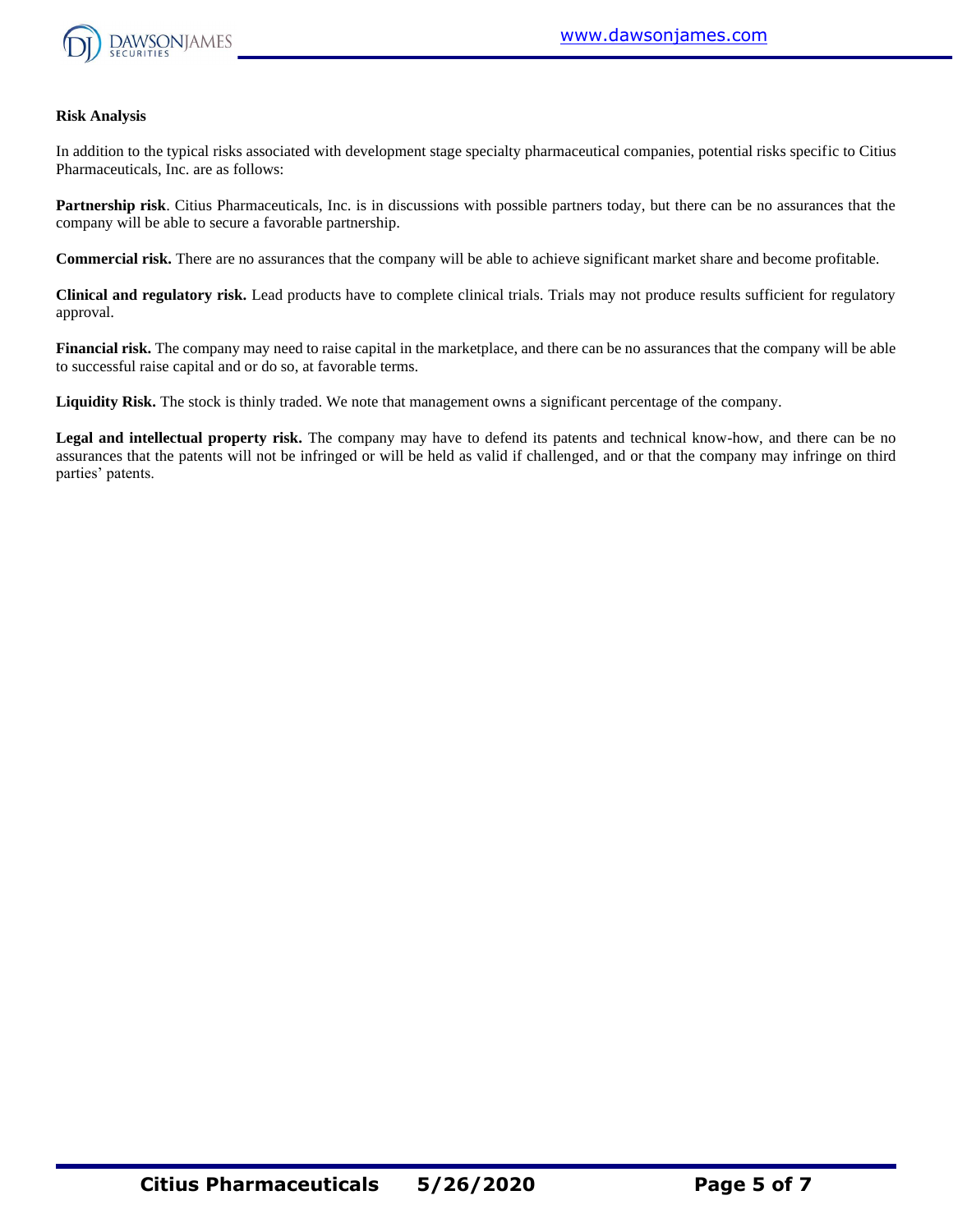**Risk Analysis**

In addition to the typical risks associated with development stage specialty pharmaceutical companies, potential risks specific to Citius Pharmaceuticals, Inc. are as follows:

**Partnership risk**. Citius Pharmaceuticals, Inc. is in discussions with possible partners today, but there can be no assurances that the company will be able to secure a favorable partnership.

**Commercial risk.** There are no assurances that the company will be able to achieve significant market share and become profitable.

**Clinical and regulatory risk.** Lead products have to complete clinical trials. Trials may not produce results sufficient for regulatory approval.

**Financial risk.** The company may need to raise capital in the marketplace, and there can be no assurances that the company will be able to successful raise capital and or do so, at favorable terms.

**Liquidity Risk.** The stock is thinly traded. We note that management owns a significant percentage of the company.

**Legal and intellectual property risk.** The company may have to defend its patents and technical know-how, and there can be no assurances that the patents will not be infringed or will be held as valid if challenged, and or that the company may infringe on third parties' patents.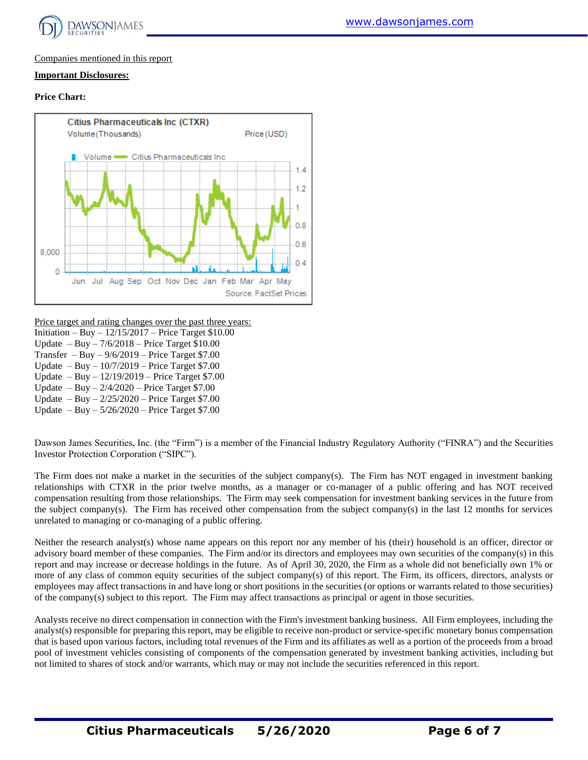Companies mentioned in this report

**Important Disclosures:**

**Price Chart:**

Price target and rating changes over the past three years:

Initiation – Buy – 12/15/2017 – Price Target $10.00
Update – Buy – 7/6/2018 – Price Target $10.00
Transfer – Buy – 9/6/2019 – Price Target $7.00
Update – Buy – 10/7/2019 – Price Target $7.00
Update – Buy – 12/19/2019 – Price Target $7.00
Update – Buy – 2/4/2020 – Price Target $7.00
Update – Buy – 2/25/2020 – Price Target $7.00
Update – Buy – 5/26/2020 – Price Target $7.00

Dawson James Securities, Inc. (the "Firm") is a member of the Financial Industry Regulatory Authority ("FINRA") and the Securities Investor Protection Corporation ("SIPC").

The Firm does not make a market in the securities of the subject company(s). The Firm has NOT engaged in investment banking relationships with CTXR in the prior twelve months, as a manager or co-manager of a public offering and has NOT received compensation resulting from those relationships. The Firm may seek compensation for investment banking services in the future from the subject company(s). The Firm has received other compensation from the subject company(s) in the last 12 months for services unrelated to managing or co-managing of a public offering.

Neither the research analyst(s) whose name appears on this report nor any member of his (their) household is an officer, director or advisory board member of these companies. The Firm and/or its directors and employees may own securities of the company(s) in this report and may increase or decrease holdings in the future. As of April 30, 2020, the Firm as a whole did not beneficially own 1% or more of any class of common equity securities of the subject company(s) of this report. The Firm, its officers, directors, analysts or employees may affect transactions in and have long or short positions in the securities (or options or warrants related to those securities) of the company(s) subject to this report. The Firm may affect transactions as principal or agent in those securities.

Analysts receive no direct compensation in connection with the Firm's investment banking business. All Firm employees, including the analyst(s) responsible for preparing this report, may be eligible to receive non-product or service-specific monetary bonus compensation that is based upon various factors, including total revenues of the Firm and its affiliates as well as a portion of the proceeds from a broad pool of investment vehicles consisting of components of the compensation generated by investment banking activities, including but not limited to shares of stock and/or warrants, which may or may not include the securities referenced in this report.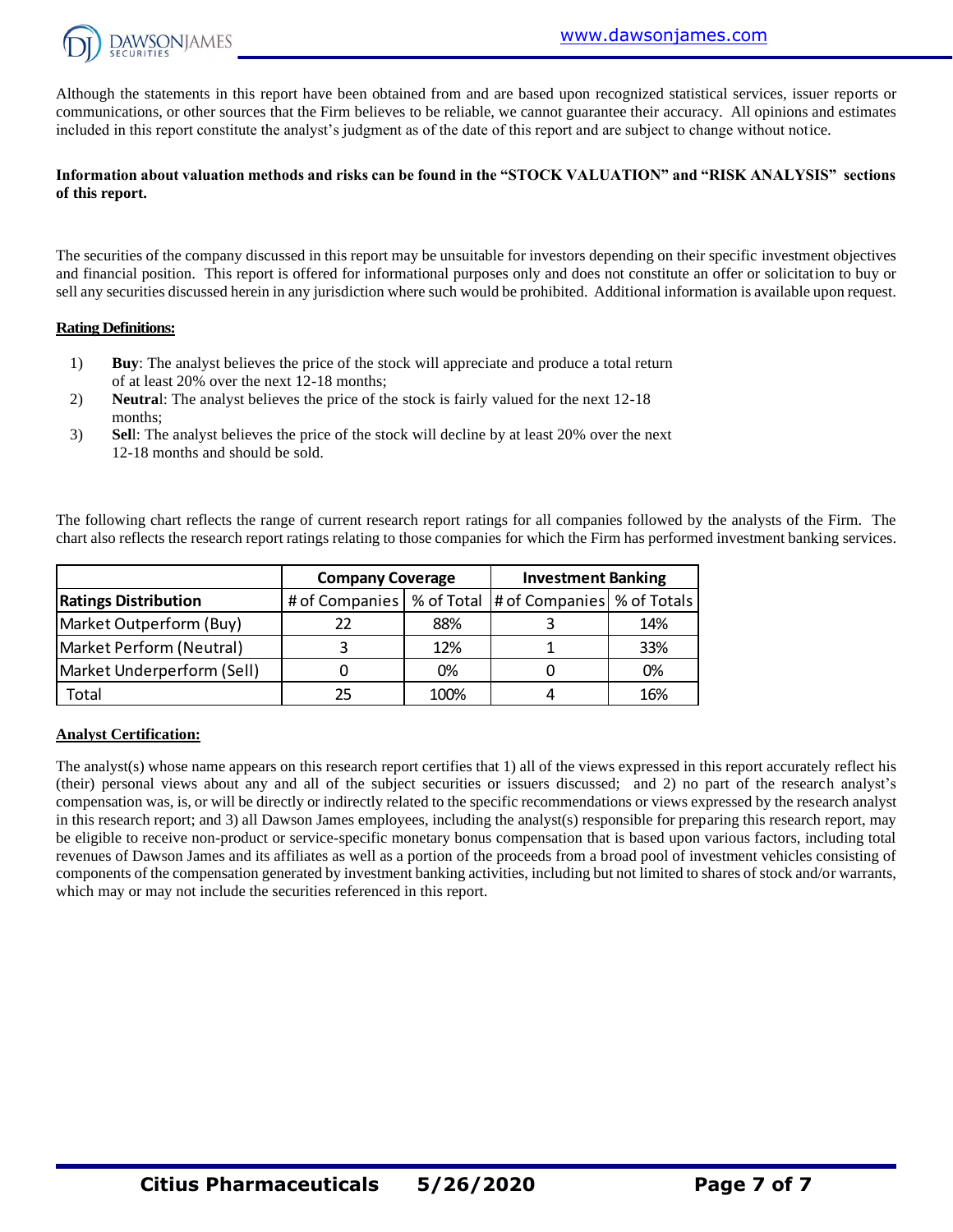Although the statements in this report have been obtained from and are based upon recognized statistical services, issuer reports or communications, or other sources that the Firm believes to be reliable, we cannot guarantee their accuracy. All opinions and estimates included in this report constitute the analyst's judgment as of the date of this report and are subject to change without notice.

**Information about valuation methods and risks can be found in the "STOCK VALUATION" and "RISK ANALYSIS" sections of this report.**

The securities of the company discussed in this report may be unsuitable for investors depending on their specific investment objectives and financial position. This report is offered for informational purposes only and does not constitute an offer or solicitation to buy or sell any securities discussed herein in any jurisdiction where such would be prohibited. Additional information is available upon request.

**Rating Definitions:**

1) **Buy**: The analyst believes the price of the stock will appreciate and produce a total return of at least 20% over the next 12-18 months;
2) **Neutral**: The analyst believes the price of the stock is fairly valued for the next 12-18 months;
3) **Sell**: The analyst believes the price of the stock will decline by at least 20% over the next 12-18 months and should be sold.

The following chart reflects the range of current research report ratings for all companies followed by the analysts of the Firm. The chart also reflects the research report ratings relating to those companies for which the Firm has performed investment banking services.

| | Company Coverage | | Investment Banking | |
|---|---|---|---|---|
| **Ratings Distribution** | # of Companies | % of Total | # of Companies | % of Totals |
| Market Outperform (Buy) | 22 | 88% | 3 | 14% |
| Market Perform (Neutral) | 3 | 12% | 1 | 33% |
| Market Underperform (Sell) | 0 | 0% | 0 | 0% |
| Total | 25 | 100% | 4 | 16% |

**Analyst Certification:**

The analyst(s) whose name appears on this research report certifies that 1) all of the views expressed in this report accurately reflect his (their) personal views about any and all of the subject securities or issuers discussed; and 2) no part of the research analyst's compensation was, is, or will be directly or indirectly related to the specific recommendations or views expressed by the research analyst in this research report; and 3) all Dawson James employees, including the analyst(s) responsible for preparing this research report, may be eligible to receive non-product or service-specific monetary bonus compensation that is based upon various factors, including total revenues of Dawson James and its affiliates as well as a portion of the proceeds from a broad pool of investment vehicles consisting of components of the compensation generated by investment banking activities, including but not limited to shares of stock and/or warrants, which may or may not include the securities referenced in this report.